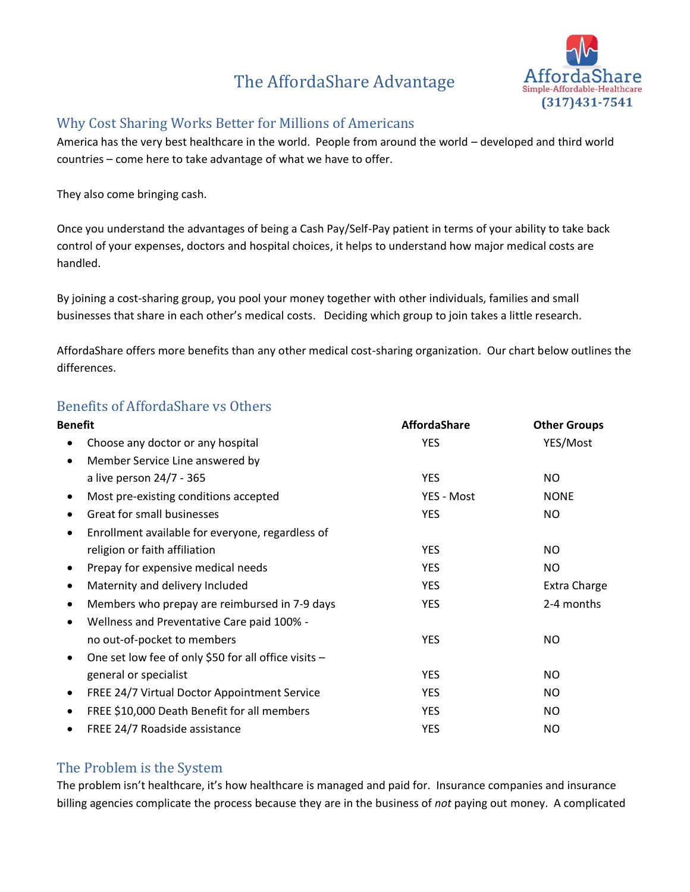# The AffordaShare Advantage

AffordaShare
Simple-Affordable-Healthcare
(317)431-7541

## Why Cost Sharing Works Better for Millions of Americans

America has the very best healthcare in the world. People from around the world – developed and third world countries – come here to take advantage of what we have to offer.

They also come bringing cash.

Once you understand the advantages of being a Cash Pay/Self-Pay patient in terms of your ability to take back control of your expenses, doctors and hospital choices, it helps to understand how major medical costs are handled.

By joining a cost-sharing group, you pool your money together with other individuals, families and small businesses that share in each other's medical costs. Deciding which group to join takes a little research.

AffordaShare offers more benefits than any other medical cost-sharing organization. Our chart below outlines the differences.

## Benefits of AffordaShare vs Others

| Benefit | AffordaShare | Other Groups |
|---|---|---|
| • Choose any doctor or any hospital | YES | YES/Most |
| • Member Service Line answered by a live person 24/7 - 365 | YES | NO |
| • Most pre-existing conditions accepted | YES - Most | NONE |
| • Great for small businesses | YES | NO |
| • Enrollment available for everyone, regardless of religion or faith affiliation | YES | NO |
| • Prepay for expensive medical needs | YES | NO |
| • Maternity and delivery Included | YES | Extra Charge |
| • Members who prepay are reimbursed in 7-9 days | YES | 2-4 months |
| • Wellness and Preventative Care paid 100% - no out-of-pocket to members | YES | NO |
| • One set low fee of only $50 for all office visits – general or specialist | YES | NO |
| • FREE 24/7 Virtual Doctor Appointment Service | YES | NO |
| • FREE $10,000 Death Benefit for all members | YES | NO |
| • FREE 24/7 Roadside assistance | YES | NO |

## The Problem is the System

The problem isn't healthcare, it's how healthcare is managed and paid for. Insurance companies and insurance billing agencies complicate the process because they are in the business of *not* paying out money. A complicated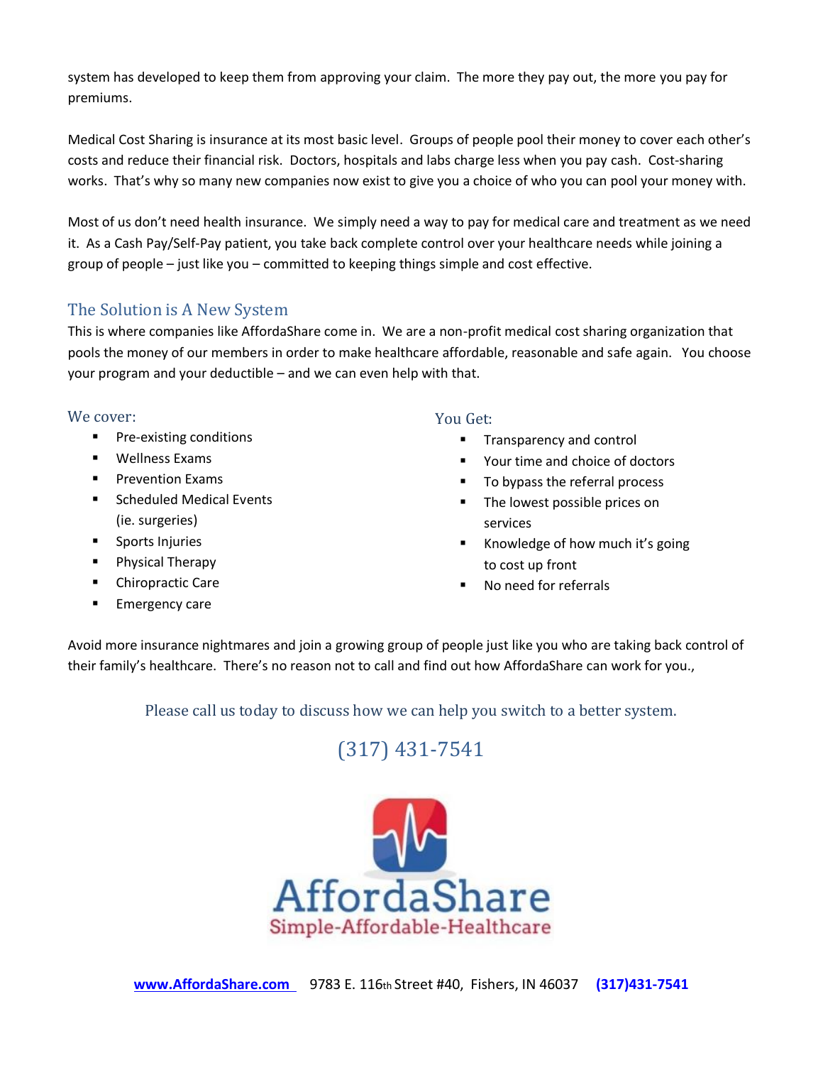system has developed to keep them from approving your claim. The more they pay out, the more you pay for premiums.

Medical Cost Sharing is insurance at its most basic level. Groups of people pool their money to cover each other's costs and reduce their financial risk. Doctors, hospitals and labs charge less when you pay cash. Cost-sharing works. That's why so many new companies now exist to give you a choice of who you can pool your money with.

Most of us don't need health insurance. We simply need a way to pay for medical care and treatment as we need it. As a Cash Pay/Self-Pay patient, you take back complete control over your healthcare needs while joining a group of people – just like you – committed to keeping things simple and cost effective.

## The Solution is A New System

This is where companies like AffordaShare come in. We are a non-profit medical cost sharing organization that pools the money of our members in order to make healthcare affordable, reasonable and safe again. You choose your program and your deductible – and we can even help with that.

### We cover:

- Pre-existing conditions
- Wellness Exams
- Prevention Exams
- Scheduled Medical Events (ie. surgeries)
- Sports Injuries
- Physical Therapy
- Chiropractic Care
- Emergency care

### You Get:

- Transparency and control
- Your time and choice of doctors
- To bypass the referral process
- The lowest possible prices on services
- Knowledge of how much it's going to cost up front
- No need for referrals

Avoid more insurance nightmares and join a growing group of people just like you who are taking back control of their family's healthcare. There's no reason not to call and find out how AffordaShare can work for you.,

Please call us today to discuss how we can help you switch to a better system.

(317) 431-7541

AffordaShare

Simple-Affordable-Healthcare

**www.AffordaShare.com** 9783 E. 116th Street #40, Fishers, IN 46037 **(317)431-7541**